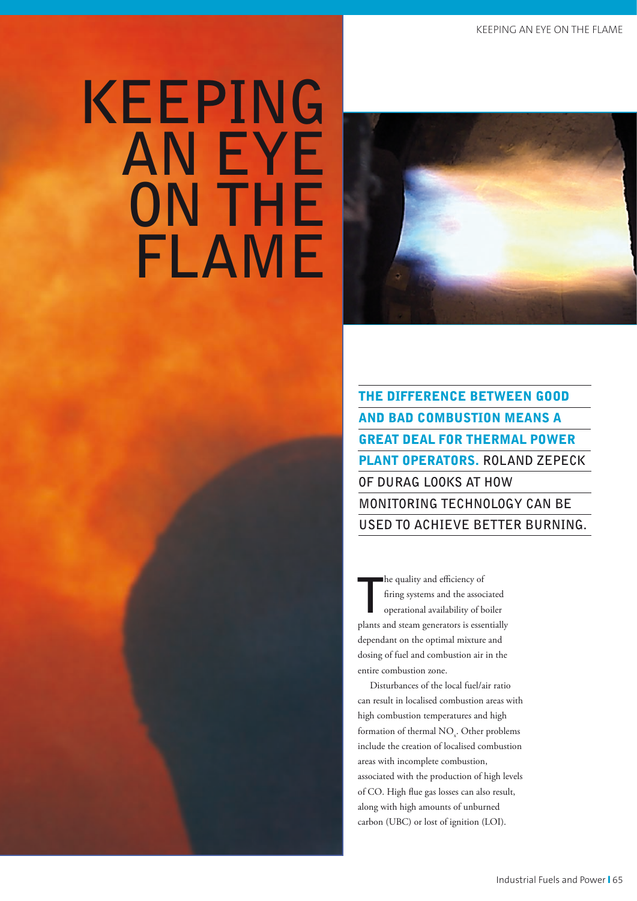# KEEPING AN EYE ON THE FLAME

**THE DIFFERENCE BETWEEN GOOD AND BAD COMBUSTION MEANS A GREAT DEAL FOR THERMAL POWER PLANT OPERATORS.** ROLAND ZEPECK OF DURAG LOOKS AT HOW MONITORING TECHNOLOGY CAN BE USED TO ACHIEVE BETTER BURNING.

The quality and efficiency of firing systems and the associated operational availability of boiler plants and steam generators is essentially dependant on the optimal mixture and dosing of fuel and combustion air in the entire combustion zone.

Disturbances of the local fuel/air ratio can result in localised combustion areas with high combustion temperatures and high formation of thermal $NO_x$. Other problems include the creation of localised combustion areas with incomplete combustion, associated with the production of high levels of CO. High flue gas losses can also result, along with high amounts of unburned carbon (UBC) or lost of ignition (LOI).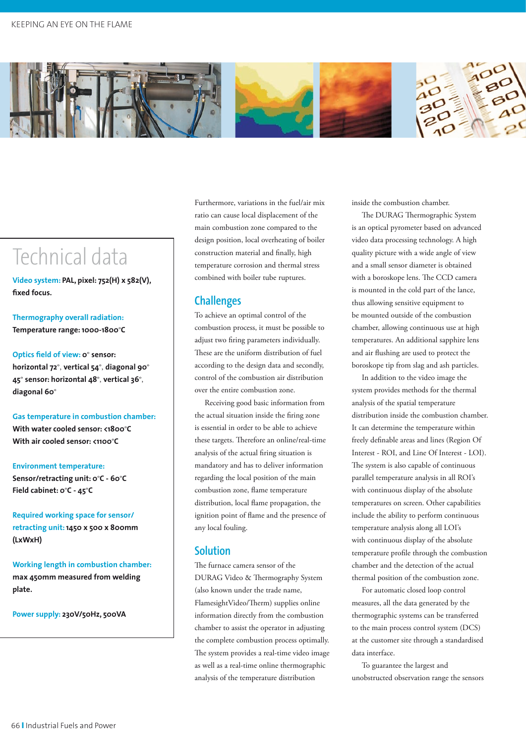## Technical data

**Video system:** PAL, pixel: 752(H) x 582(V), fixed focus.

**Thermography overall radiation:** Temperature range: 1000-1800°C

**Optics field of view:** 0° sensor: horizontal 72°, vertical 54°, diagonal 90° 45° sensor: horizontal 48°, vertical 36°, diagonal 60°

**Gas temperature in combustion chamber:** With water cooled sensor: <1800°C With air cooled sensor: <1100°C

**Environment temperature:** Sensor/retracting unit: 0°C - 60°C Field cabinet: 0°C - 45°C

**Required working space for sensor/ retracting unit:** 1450 x 500 x 800mm (LxWxH)

**Working length in combustion chamber:** max 450mm measured from welding plate.

**Power supply:** 230V/50Hz, 500VA

Furthermore, variations in the fuel/air mix ratio can cause local displacement of the main combustion zone compared to the design position, local overheating of boiler construction material and finally, high temperature corrosion and thermal stress combined with boiler tube ruptures.

## Challenges

To achieve an optimal control of the combustion process, it must be possible to adjust two firing parameters individually. These are the uniform distribution of fuel according to the design data and secondly, control of the combustion air distribution over the entire combustion zone.

Receiving good basic information from the actual situation inside the firing zone is essential in order to be able to achieve these targets. Therefore an online/real-time analysis of the actual firing situation is mandatory and has to deliver information regarding the local position of the main combustion zone, flame temperature distribution, local flame propagation, the ignition point of flame and the presence of any local fouling.

## Solution

The furnace camera sensor of the DURAG Video & Thermography System (also known under the trade name, FlamesightVideo/Therm) supplies online information directly from the combustion chamber to assist the operator in adjusting the complete combustion process optimally. The system provides a real-time video image as well as a real-time online thermographic analysis of the temperature distribution inside the combustion chamber.

The DURAG Thermographic System is an optical pyrometer based on advanced video data processing technology. A high quality picture with a wide angle of view and a small sensor diameter is obtained with a boroskope lens. The CCD camera is mounted in the cold part of the lance, thus allowing sensitive equipment to be mounted outside of the combustion chamber, allowing continuous use at high temperatures. An additional sapphire lens and air flushing are used to protect the boroskope tip from slag and ash particles.

In addition to the video image the system provides methods for the thermal analysis of the spatial temperature distribution inside the combustion chamber. It can determine the temperature within freely definable areas and lines (Region Of Interest - ROI, and Line Of Interest - LOI). The system is also capable of continuous parallel temperature analysis in all ROI's with continuous display of the absolute temperatures on screen. Other capabilities include the ability to perform continuous temperature analysis along all LOI's with continuous display of the absolute temperature profile through the combustion chamber and the detection of the actual thermal position of the combustion zone.

For automatic closed loop control measures, all the data generated by the thermographic systems can be transferred to the main process control system (DCS) at the customer site through a standardised data interface.

To guarantee the largest and unobstructed observation range the sensors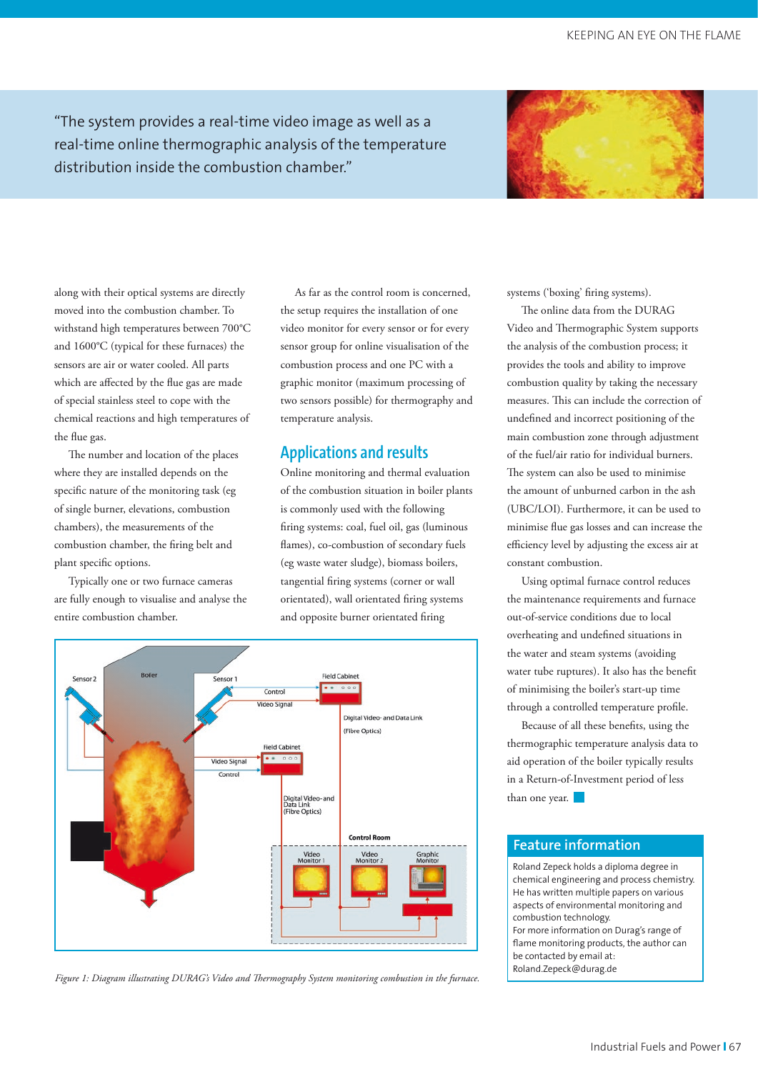> "The system provides a real-time video image as well as a real-time online thermographic analysis of the temperature distribution inside the combustion chamber."

along with their optical systems are directly moved into the combustion chamber. To withstand high temperatures between 700°C and 1600°C (typical for these furnaces) the sensors are air or water cooled. All parts which are affected by the flue gas are made of special stainless steel to cope with the chemical reactions and high temperatures of the flue gas.

The number and location of the places where they are installed depends on the specific nature of the monitoring task (eg of single burner, elevations, combustion chambers), the measurements of the combustion chamber, the firing belt and plant specific options.

Typically one or two furnace cameras are fully enough to visualise and analyse the entire combustion chamber.

As far as the control room is concerned, the setup requires the installation of one video monitor for every sensor or for every sensor group for online visualisation of the combustion process and one PC with a graphic monitor (maximum processing of two sensors possible) for thermography and temperature analysis.

## Applications and results

Online monitoring and thermal evaluation of the combustion situation in boiler plants is commonly used with the following firing systems: coal, fuel oil, gas (luminous flames), co-combustion of secondary fuels (eg waste water sludge), biomass boilers, tangential firing systems (corner or wall orientated), wall orientated firing systems and opposite burner orientated firing systems ('boxing' firing systems).

The online data from the DURAG Video and Thermographic System supports the analysis of the combustion process; it provides the tools and ability to improve combustion quality by taking the necessary measures. This can include the correction of undefined and incorrect positioning of the main combustion zone through adjustment of the fuel/air ratio for individual burners. The system can also be used to minimise the amount of unburned carbon in the ash (UBC/LOI). Furthermore, it can be used to minimise flue gas losses and can increase the efficiency level by adjusting the excess air at constant combustion.

Using optimal furnace control reduces the maintenance requirements and furnace out-of-service conditions due to local overheating and undefined situations in the water and steam systems (avoiding water tube ruptures). It also has the benefit of minimising the boiler's start-up time through a controlled temperature profile.

Because of all these benefits, using the thermographic temperature analysis data to aid operation of the boiler typically results in a Return-of-Investment period of less than one year.

Sensor 2
Boiler
Sensor 1
Control
Video Signal
Field Cabinet
Digital Video- and Data Link
(Fibre Optics)
Field Cabinet
Video Signal
Control
Digital Video-and Data Link (Fibre Optics)
Control Room
Video Monitor 1
Video Monitor 2
Graphic Monitor

*Figure 1: Diagram illustrating DURAG's Video and Thermography System monitoring combustion in the furnace.*

## Feature information

Roland Zepeck holds a diploma degree in chemical engineering and process chemistry. He has written multiple papers on various aspects of environmental monitoring and combustion technology.
For more information on Durag's range of flame monitoring products, the author can be contacted by email at:
Roland.Zepeck@durag.de